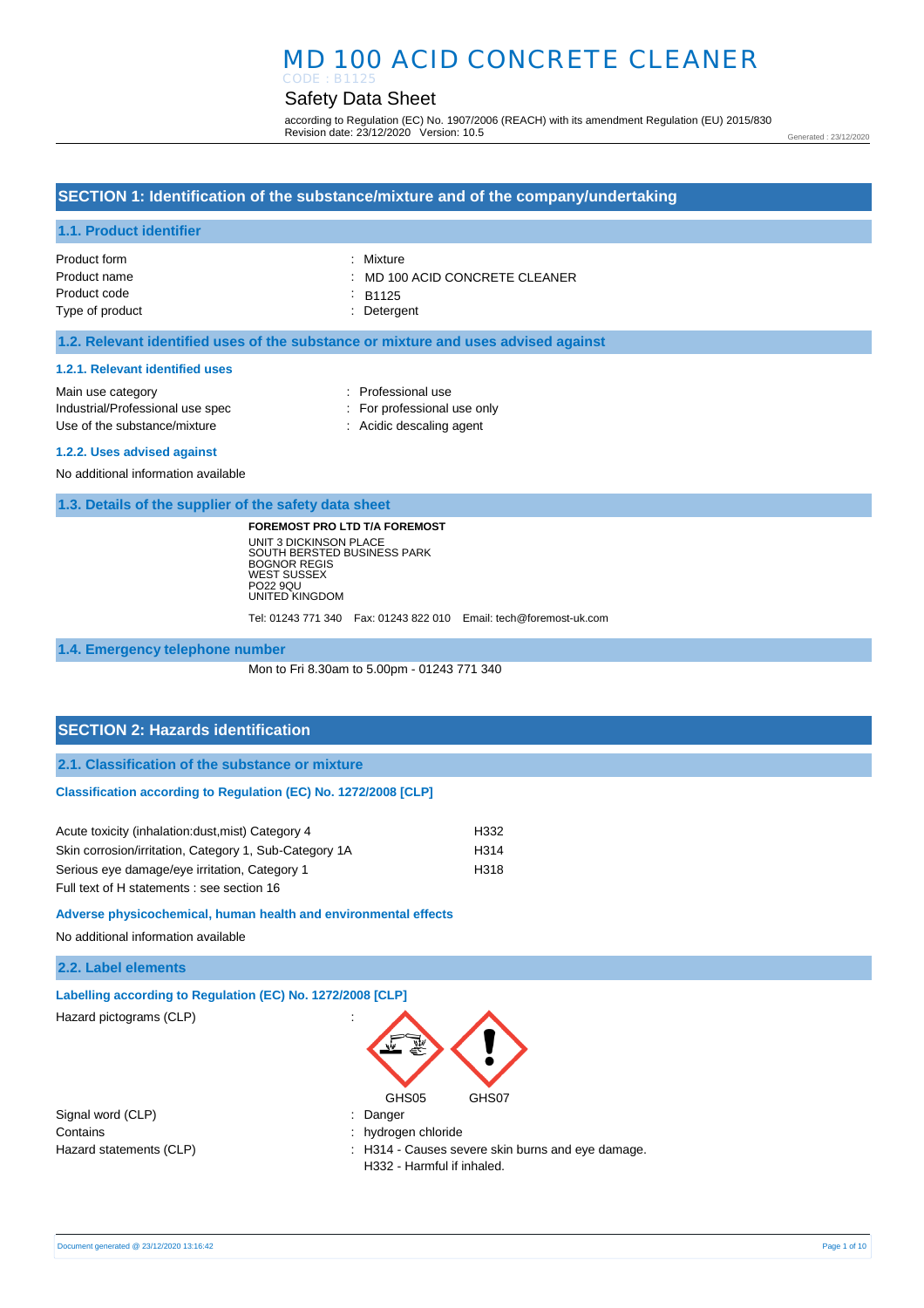# MD 100 ACID CONCRETE CLEANER

CODE : B1125

## Safety Data Sheet

according to Regulation (EC) No. 1907/2006 (REACH) with its amendment Regulation (EU) 2015/830
Revision date: 23/12/2020 Version: 10.5

Generated : 23/12/2020

## SECTION 1: Identification of the substance/mixture and of the company/undertaking

### 1.1. Product identifier

| | |
|---|---|
| Product form | : Mixture |
| Product name | : MD 100 ACID CONCRETE CLEANER |
| Product code | : B1125 |
| Type of product | : Detergent |

### 1.2. Relevant identified uses of the substance or mixture and uses advised against

#### 1.2.1. Relevant identified uses

| | |
|---|---|
| Main use category | : Professional use |
| Industrial/Professional use spec | : For professional use only |
| Use of the substance/mixture | : Acidic descaling agent |

#### 1.2.2. Uses advised against

No additional information available

### 1.3. Details of the supplier of the safety data sheet

**FOREMOST PRO LTD T/A FOREMOST**
UNIT 3 DICKINSON PLACE
SOUTH BERSTED BUSINESS PARK
BOGNOR REGIS
WEST SUSSEX
PO22 9QU
UNITED KINGDOM

Tel: 01243 771 340 Fax: 01243 822 010 Email: tech@foremost-uk.com

### 1.4. Emergency telephone number

Mon to Fri 8.30am to 5.00pm - 01243 771 340

## SECTION 2: Hazards identification

### 2.1. Classification of the substance or mixture

#### Classification according to Regulation (EC) No. 1272/2008 [CLP]

| | |
|---|---|
| Acute toxicity (inhalation:dust,mist) Category 4 | H332 |
| Skin corrosion/irritation, Category 1, Sub-Category 1A | H314 |
| Serious eye damage/eye irritation, Category 1 | H318 |

Full text of H statements : see section 16

#### Adverse physicochemical, human health and environmental effects

No additional information available

### 2.2. Label elements

#### Labelling according to Regulation (EC) No. 1272/2008 [CLP]

Hazard pictograms (CLP) :

GHS05 GHS07

| | |
|---|---|
| Signal word (CLP) | : Danger |
| Contains | : hydrogen chloride |
| Hazard statements (CLP) | : H314 - Causes severe skin burns and eye damage.<br>H332 - Harmful if inhaled. |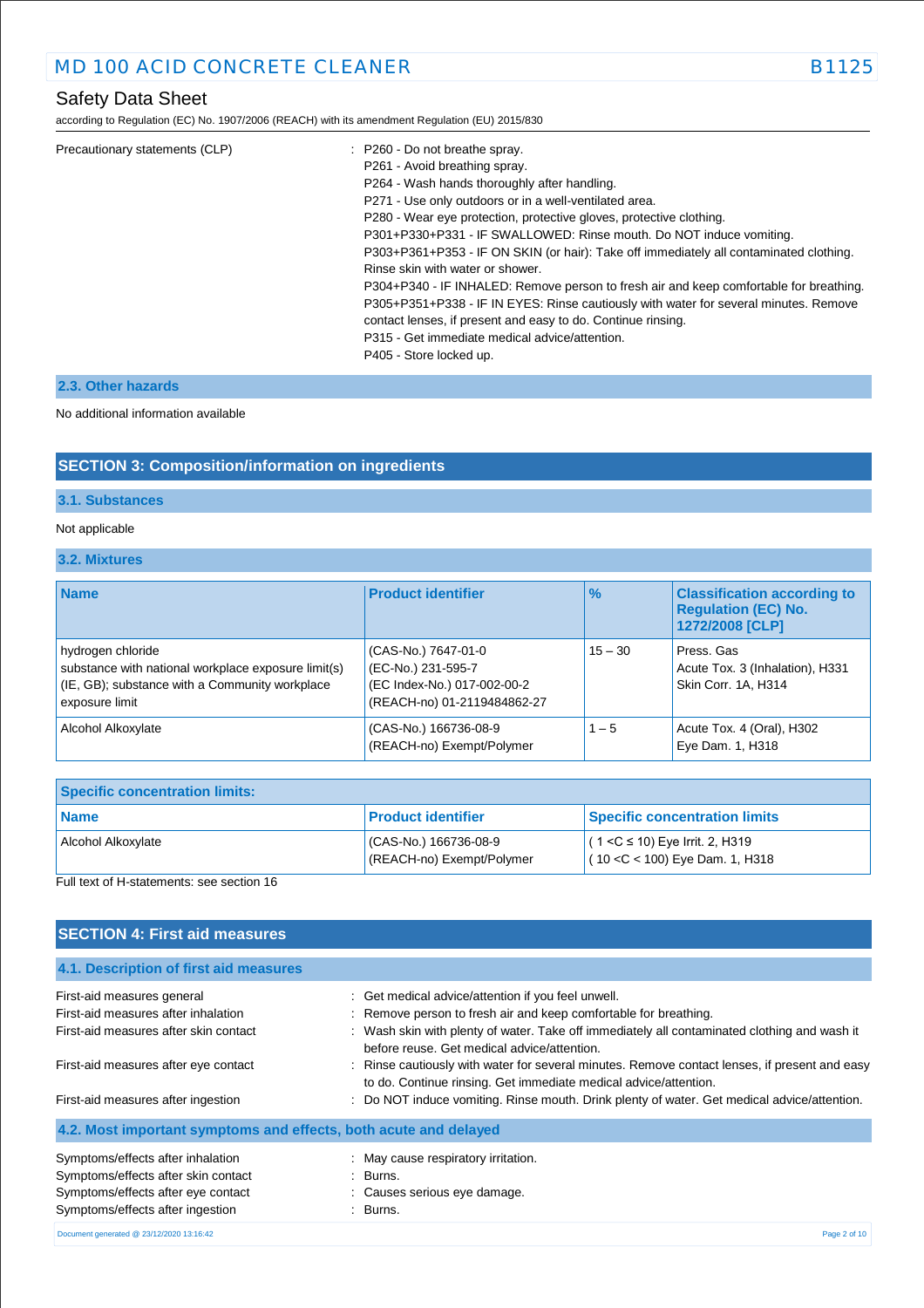Precautionary statements (CLP) : P260 - Do not breathe spray.
P261 - Avoid breathing spray.
P264 - Wash hands thoroughly after handling.
P271 - Use only outdoors or in a well-ventilated area.
P280 - Wear eye protection, protective gloves, protective clothing.
P301+P330+P331 - IF SWALLOWED: Rinse mouth. Do NOT induce vomiting.
P303+P361+P353 - IF ON SKIN (or hair): Take off immediately all contaminated clothing. Rinse skin with water or shower.
P304+P340 - IF INHALED: Remove person to fresh air and keep comfortable for breathing.
P305+P351+P338 - IF IN EYES: Rinse cautiously with water for several minutes. Remove contact lenses, if present and easy to do. Continue rinsing.
P315 - Get immediate medical advice/attention.
P405 - Store locked up.

### 2.3. Other hazards

No additional information available

## SECTION 3: Composition/information on ingredients

### 3.1. Substances

Not applicable

### 3.2. Mixtures

| Name | Product identifier | % | Classification according to Regulation (EC) No. 1272/2008 [CLP] |
|---|---|---|---|
| hydrogen chloride<br>substance with national workplace exposure limit(s) (IE, GB); substance with a Community workplace exposure limit | (CAS-No.) 7647-01-0<br>(EC-No.) 231-595-7<br>(EC Index-No.) 017-002-00-2<br>(REACH-no) 01-2119484862-27 | 15 – 30 | Press. Gas<br>Acute Tox. 3 (Inhalation), H331<br>Skin Corr. 1A, H314 |
| Alcohol Alkoxylate | (CAS-No.) 166736-08-9<br>(REACH-no) Exempt/Polymer | 1 – 5 | Acute Tox. 4 (Oral), H302<br>Eye Dam. 1, H318 |

| Specific concentration limits: | | |
|---|---|---|
| **Name** | **Product identifier** | **Specific concentration limits** |
| Alcohol Alkoxylate | (CAS-No.) 166736-08-9<br>(REACH-no) Exempt/Polymer | ( 1 <C ≤ 10) Eye Irrit. 2, H319<br>( 10 <C < 100) Eye Dam. 1, H318 |

Full text of H-statements: see section 16

## SECTION 4: First aid measures

### 4.1. Description of first aid measures

First-aid measures general : Get medical advice/attention if you feel unwell.

First-aid measures after inhalation : Remove person to fresh air and keep comfortable for breathing.

First-aid measures after skin contact : Wash skin with plenty of water. Take off immediately all contaminated clothing and wash it before reuse. Get medical advice/attention.

First-aid measures after eye contact : Rinse cautiously with water for several minutes. Remove contact lenses, if present and easy to do. Continue rinsing. Get immediate medical advice/attention.

First-aid measures after ingestion : Do NOT induce vomiting. Rinse mouth. Drink plenty of water. Get medical advice/attention.

### 4.2. Most important symptoms and effects, both acute and delayed

Symptoms/effects after inhalation : May cause respiratory irritation.

Symptoms/effects after skin contact : Burns.

Symptoms/effects after eye contact : Causes serious eye damage.

Symptoms/effects after ingestion : Burns.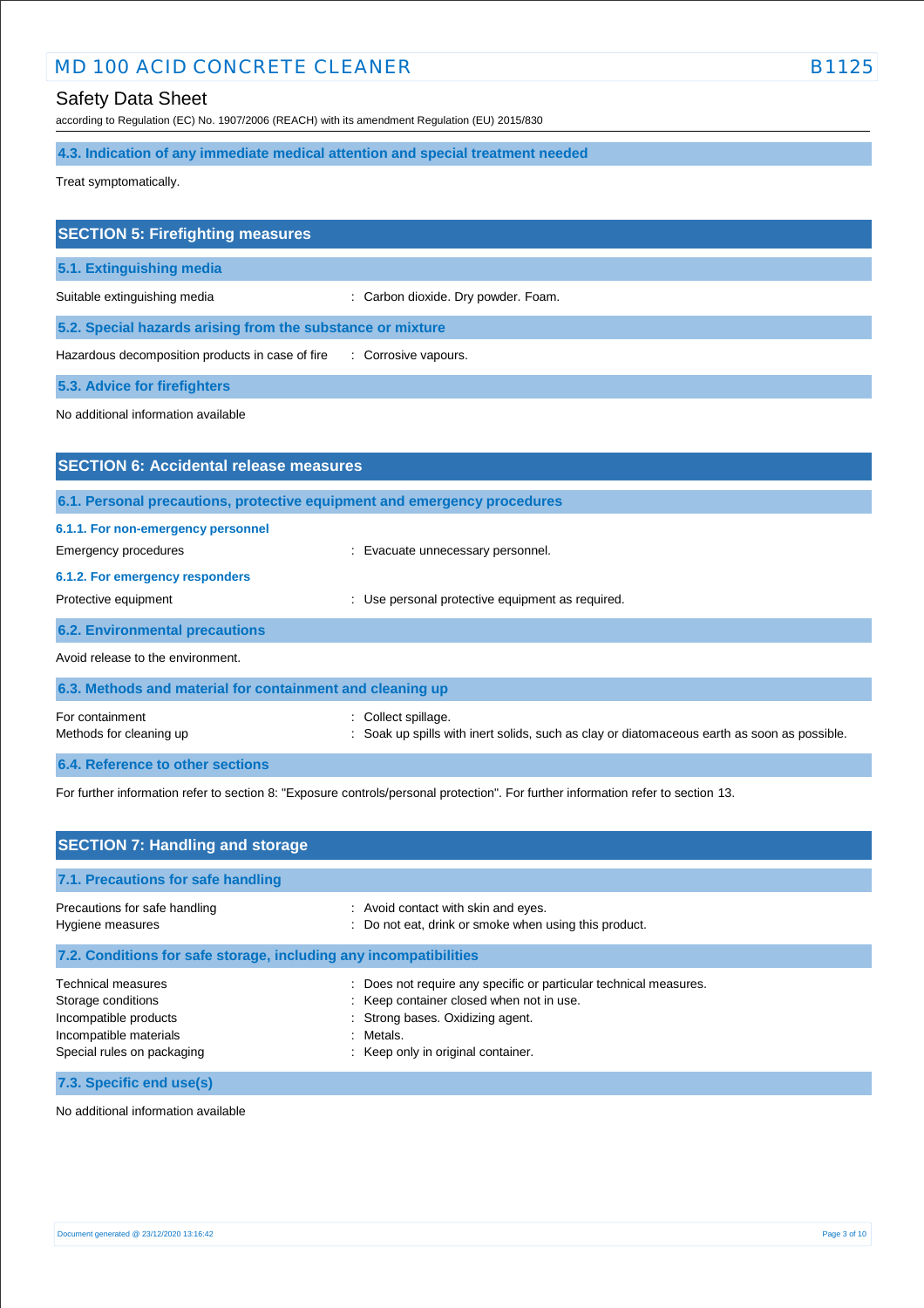### 4.3. Indication of any immediate medical attention and special treatment needed

Treat symptomatically.

## SECTION 5: Firefighting measures

### 5.1. Extinguishing media

Suitable extinguishing media : Carbon dioxide. Dry powder. Foam.

### 5.2. Special hazards arising from the substance or mixture

Hazardous decomposition products in case of fire : Corrosive vapours.

### 5.3. Advice for firefighters

No additional information available

## SECTION 6: Accidental release measures

### 6.1. Personal precautions, protective equipment and emergency procedures

#### 6.1.1. For non-emergency personnel

Emergency procedures : Evacuate unnecessary personnel.

#### 6.1.2. For emergency responders

Protective equipment : Use personal protective equipment as required.

### 6.2. Environmental precautions

Avoid release to the environment.

### 6.3. Methods and material for containment and cleaning up

For containment : Collect spillage.

Methods for cleaning up : Soak up spills with inert solids, such as clay or diatomaceous earth as soon as possible.

### 6.4. Reference to other sections

For further information refer to section 8: "Exposure controls/personal protection". For further information refer to section 13.

## SECTION 7: Handling and storage

### 7.1. Precautions for safe handling

Precautions for safe handling : Avoid contact with skin and eyes.

Hygiene measures : Do not eat, drink or smoke when using this product.

### 7.2. Conditions for safe storage, including any incompatibilities

Technical measures : Does not require any specific or particular technical measures.

Storage conditions : Keep container closed when not in use.

Incompatible products : Strong bases. Oxidizing agent.

Incompatible materials : Metals.

Special rules on packaging : Keep only in original container.

### 7.3. Specific end use(s)

No additional information available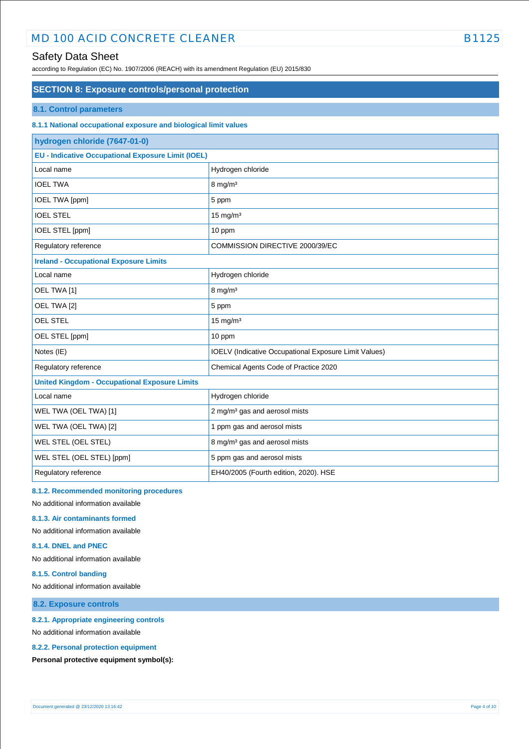## SECTION 8: Exposure controls/personal protection

### 8.1. Control parameters

#### 8.1.1 National occupational exposure and biological limit values

| hydrogen chloride (7647-01-0) | |
|---|---|
| **EU - Indicative Occupational Exposure Limit (IOEL)** | |
| Local name | Hydrogen chloride |
| IOEL TWA | 8 mg/m³ |
| IOEL TWA [ppm] | 5 ppm |
| IOEL STEL | 15 mg/m³ |
| IOEL STEL [ppm] | 10 ppm |
| Regulatory reference | COMMISSION DIRECTIVE 2000/39/EC |
| **Ireland - Occupational Exposure Limits** | |
| Local name | Hydrogen chloride |
| OEL TWA [1] | 8 mg/m³ |
| OEL TWA [2] | 5 ppm |
| OEL STEL | 15 mg/m³ |
| OEL STEL [ppm] | 10 ppm |
| Notes (IE) | IOELV (Indicative Occupational Exposure Limit Values) |
| Regulatory reference | Chemical Agents Code of Practice 2020 |
| **United Kingdom - Occupational Exposure Limits** | |
| Local name | Hydrogen chloride |
| WEL TWA (OEL TWA) [1] | 2 mg/m³ gas and aerosol mists |
| WEL TWA (OEL TWA) [2] | 1 ppm gas and aerosol mists |
| WEL STEL (OEL STEL) | 8 mg/m³ gas and aerosol mists |
| WEL STEL (OEL STEL) [ppm] | 5 ppm gas and aerosol mists |
| Regulatory reference | EH40/2005 (Fourth edition, 2020). HSE |

#### 8.1.2. Recommended monitoring procedures

No additional information available

#### 8.1.3. Air contaminants formed

No additional information available

#### 8.1.4. DNEL and PNEC

No additional information available

#### 8.1.5. Control banding

No additional information available

### 8.2. Exposure controls

#### 8.2.1. Appropriate engineering controls

No additional information available

#### 8.2.2. Personal protection equipment

**Personal protective equipment symbol(s):**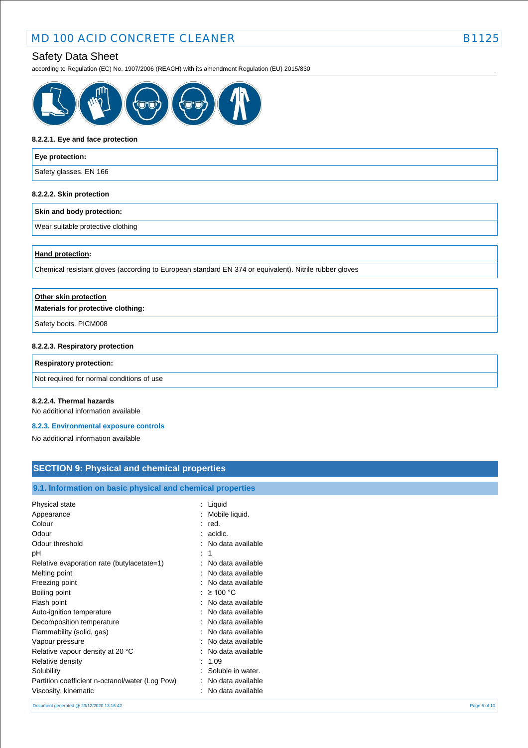#### 8.2.2.1. Eye and face protection

| Eye protection: |
|---|
| Safety glasses. EN 166 |

#### 8.2.2.2. Skin protection

| Skin and body protection: |
|---|
| Wear suitable protective clothing |

| **Hand protection**: |
|---|
| Chemical resistant gloves (according to European standard EN 374 or equivalent). Nitrile rubber gloves |

| **Other skin protection**<br>**Materials for protective clothing:** |
|---|
| Safety boots. PICM008 |

#### 8.2.2.3. Respiratory protection

| Respiratory protection: |
|---|
| Not required for normal conditions of use |

#### 8.2.2.4. Thermal hazards

No additional information available

#### 8.2.3. Environmental exposure controls

No additional information available

## SECTION 9: Physical and chemical properties

### 9.1. Information on basic physical and chemical properties

| Property | Value |
|---|---|
| Physical state | Liquid |
| Appearance | Mobile liquid. |
| Colour | red. |
| Odour | acidic. |
| Odour threshold | No data available |
| pH | 1 |
| Relative evaporation rate (butylacetate=1) | No data available |
| Melting point | No data available |
| Freezing point | No data available |
| Boiling point | ≥ 100 °C |
| Flash point | No data available |
| Auto-ignition temperature | No data available |
| Decomposition temperature | No data available |
| Flammability (solid, gas) | No data available |
| Vapour pressure | No data available |
| Relative vapour density at 20 °C | No data available |
| Relative density | 1.09 |
| Solubility | Soluble in water. |
| Partition coefficient n-octanol/water (Log Pow) | No data available |
| Viscosity, kinematic | No data available |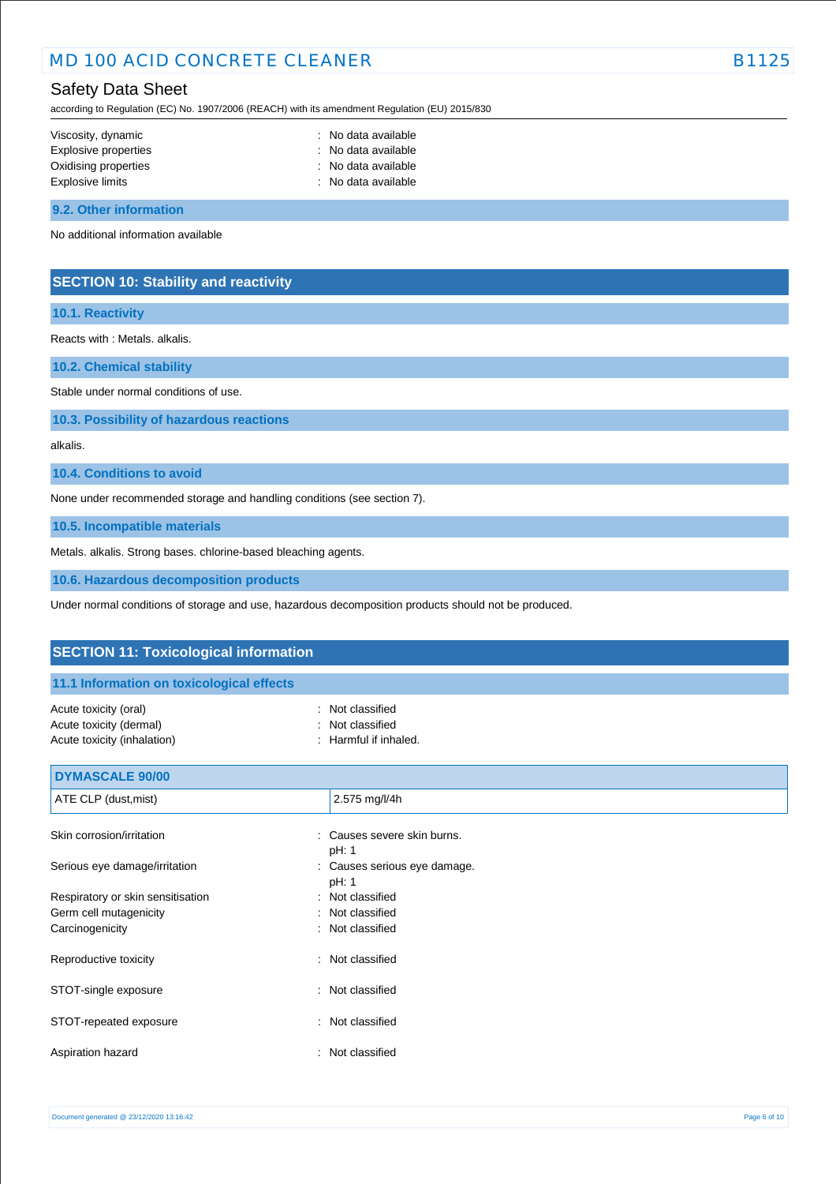| | |
|---|---|
| Viscosity, dynamic | : No data available |
| Explosive properties | : No data available |
| Oxidising properties | : No data available |
| Explosive limits | : No data available |

### 9.2. Other information

No additional information available

## SECTION 10: Stability and reactivity

### 10.1. Reactivity

Reacts with : Metals. alkalis.

### 10.2. Chemical stability

Stable under normal conditions of use.

### 10.3. Possibility of hazardous reactions

alkalis.

### 10.4. Conditions to avoid

None under recommended storage and handling conditions (see section 7).

### 10.5. Incompatible materials

Metals. alkalis. Strong bases. chlorine-based bleaching agents.

### 10.6. Hazardous decomposition products

Under normal conditions of storage and use, hazardous decomposition products should not be produced.

## SECTION 11: Toxicological information

### 11.1 Information on toxicological effects

| | |
|---|---|
| Acute toxicity (oral) | : Not classified |
| Acute toxicity (dermal) | : Not classified |
| Acute toxicity (inhalation) | : Harmful if inhaled. |

| DYMASCALE 90/00 | |
|---|---|
| ATE CLP (dust,mist) | 2.575 mg/l/4h |

| | |
|---|---|
| Skin corrosion/irritation | : Causes severe skin burns.<br>pH: 1 |
| Serious eye damage/irritation | : Causes serious eye damage.<br>pH: 1 |
| Respiratory or skin sensitisation | : Not classified |
| Germ cell mutagenicity | : Not classified |
| Carcinogenicity | : Not classified |
| Reproductive toxicity | : Not classified |
| STOT-single exposure | : Not classified |
| STOT-repeated exposure | : Not classified |
| Aspiration hazard | : Not classified |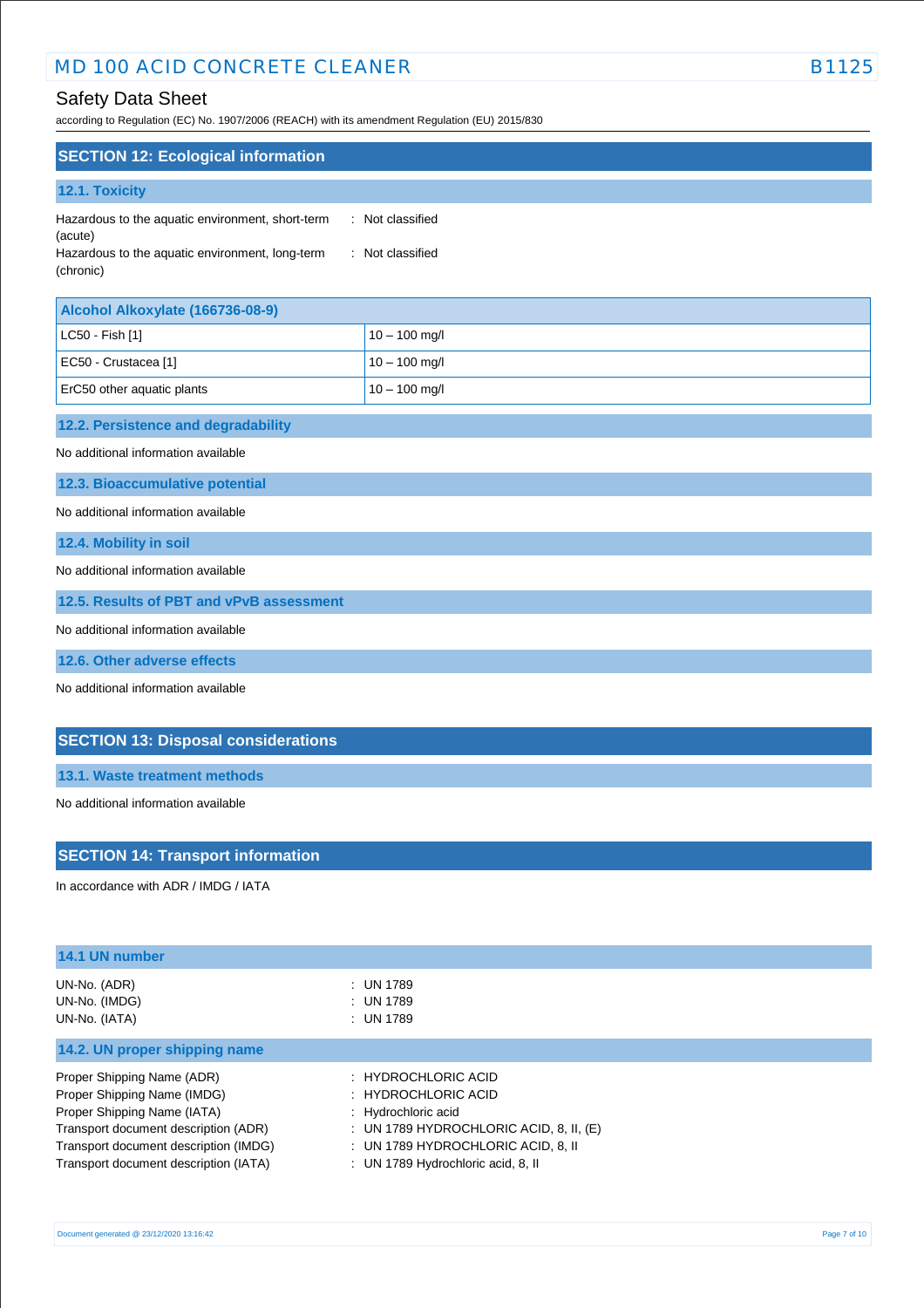## SECTION 12: Ecological information

### 12.1. Toxicity

Hazardous to the aquatic environment, short-term (acute) : Not classified
Hazardous to the aquatic environment, long-term (chronic) : Not classified

| Alcohol Alkoxylate (166736-08-9) | |
|---|---|
| LC50 - Fish [1] | 10 – 100 mg/l |
| EC50 - Crustacea [1] | 10 – 100 mg/l |
| ErC50 other aquatic plants | 10 – 100 mg/l |

### 12.2. Persistence and degradability

No additional information available

### 12.3. Bioaccumulative potential

No additional information available

### 12.4. Mobility in soil

No additional information available

### 12.5. Results of PBT and vPvB assessment

No additional information available

### 12.6. Other adverse effects

No additional information available

## SECTION 13: Disposal considerations

### 13.1. Waste treatment methods

No additional information available

## SECTION 14: Transport information

In accordance with ADR / IMDG / IATA

### 14.1 UN number

UN-No. (ADR) : UN 1789
UN-No. (IMDG) : UN 1789
UN-No. (IATA) : UN 1789

### 14.2. UN proper shipping name

Proper Shipping Name (ADR) : HYDROCHLORIC ACID
Proper Shipping Name (IMDG) : HYDROCHLORIC ACID
Proper Shipping Name (IATA) : Hydrochloric acid
Transport document description (ADR) : UN 1789 HYDROCHLORIC ACID, 8, II, (E)
Transport document description (IMDG) : UN 1789 HYDROCHLORIC ACID, 8, II
Transport document description (IATA) : UN 1789 Hydrochloric acid, 8, II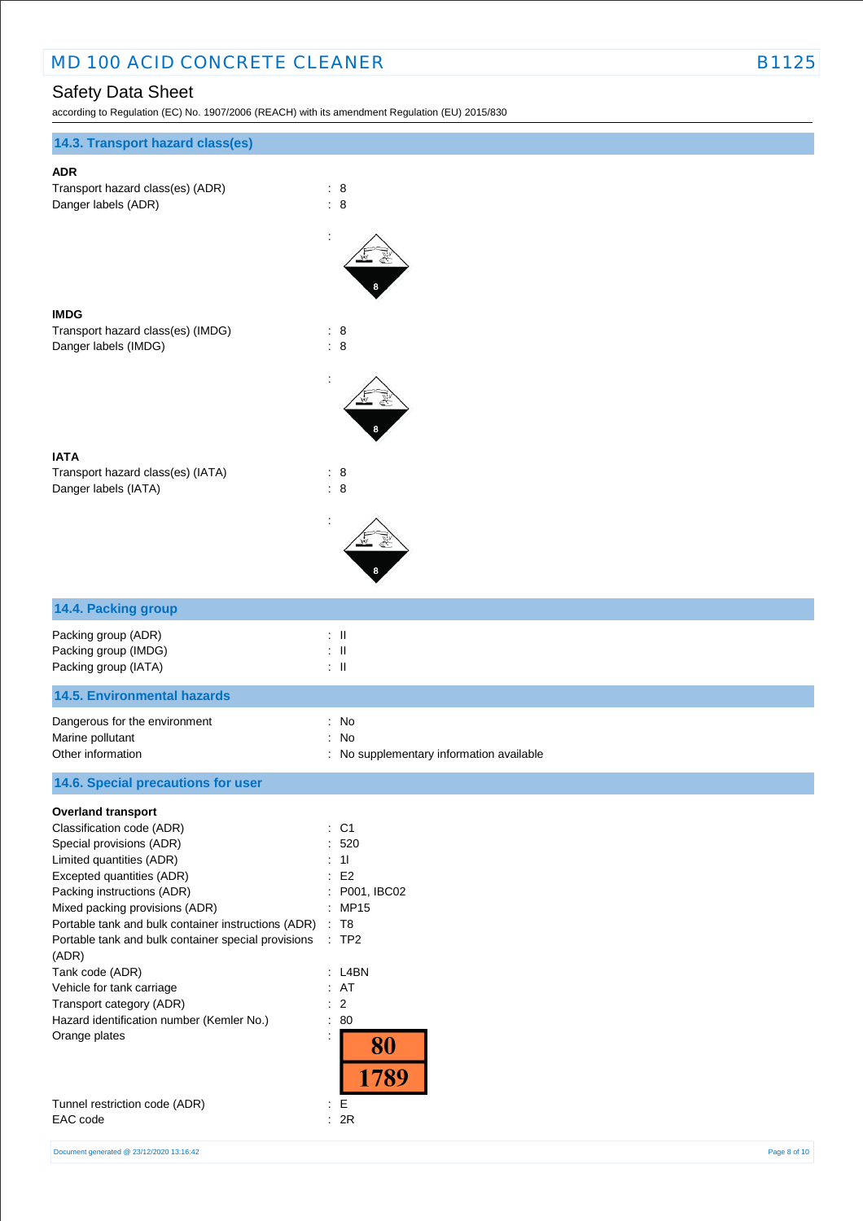## 14.3. Transport hazard class(es)

**ADR**

Transport hazard class(es) (ADR) : 8
Danger labels (ADR) : 8

:

**IMDG**

Transport hazard class(es) (IMDG) : 8
Danger labels (IMDG) : 8

:

**IATA**

Transport hazard class(es) (IATA) : 8
Danger labels (IATA) : 8

:

## 14.4. Packing group

Packing group (ADR) : II
Packing group (IMDG) : II
Packing group (IATA) : II

## 14.5. Environmental hazards

Dangerous for the environment : No
Marine pollutant : No
Other information : No supplementary information available

## 14.6. Special precautions for user

**Overland transport**

Classification code (ADR) : C1
Special provisions (ADR) : 520
Limited quantities (ADR) : 1l
Excepted quantities (ADR) : E2
Packing instructions (ADR) : P001, IBC02
Mixed packing provisions (ADR) : MP15
Portable tank and bulk container instructions (ADR) : T8
Portable tank and bulk container special provisions (ADR) : TP2
Tank code (ADR) : L4BN
Vehicle for tank carriage : AT
Transport category (ADR) : 2
Hazard identification number (Kemler No.) : 80
Orange plates : 80 / 1789

Tunnel restriction code (ADR) : E
EAC code : 2R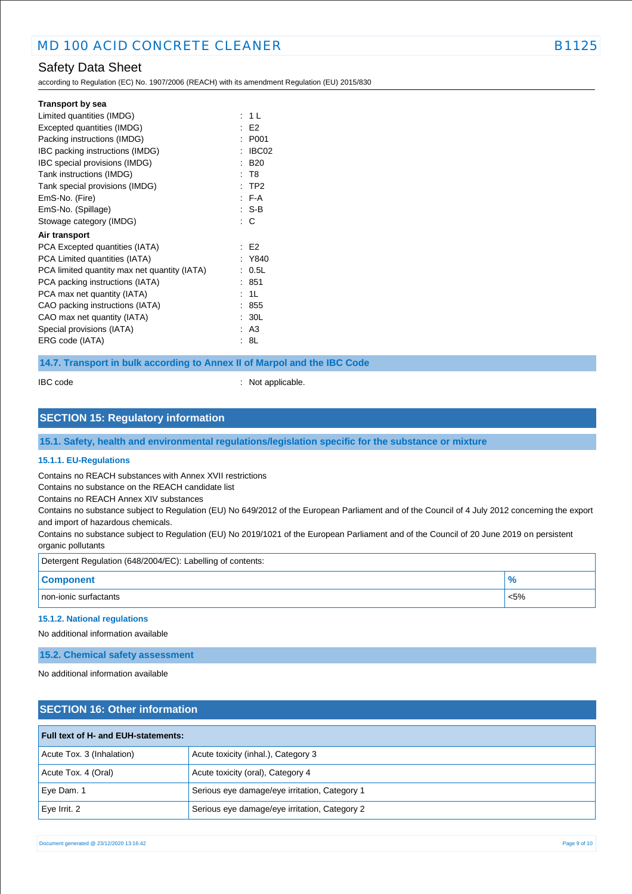**Transport by sea**

Limited quantities (IMDG) : 1 L
Excepted quantities (IMDG) : E2
Packing instructions (IMDG) : P001
IBC packing instructions (IMDG) : IBC02
IBC special provisions (IMDG) : B20
Tank instructions (IMDG) : T8
Tank special provisions (IMDG) : TP2
EmS-No. (Fire) : F-A
EmS-No. (Spillage) : S-B
Stowage category (IMDG) : C

**Air transport**

PCA Excepted quantities (IATA) : E2
PCA Limited quantities (IATA) : Y840
PCA limited quantity max net quantity (IATA) : 0.5L
PCA packing instructions (IATA) : 851
PCA max net quantity (IATA) : 1L
CAO packing instructions (IATA) : 855
CAO max net quantity (IATA) : 30L
Special provisions (IATA) : A3
ERG code (IATA) : 8L

### 14.7. Transport in bulk according to Annex II of Marpol and the IBC Code

IBC code : Not applicable.

## SECTION 15: Regulatory information

### 15.1. Safety, health and environmental regulations/legislation specific for the substance or mixture

#### 15.1.1. EU-Regulations

Contains no REACH substances with Annex XVII restrictions
Contains no substance on the REACH candidate list
Contains no REACH Annex XIV substances
Contains no substance subject to Regulation (EU) No 649/2012 of the European Parliament and of the Council of 4 July 2012 concerning the export and import of hazardous chemicals.
Contains no substance subject to Regulation (EU) No 2019/1021 of the European Parliament and of the Council of 20 June 2019 on persistent organic pollutants

Detergent Regulation (648/2004/EC): Labelling of contents:

| Component | % |
|---|---|
| non-ionic surfactants | <5% |

#### 15.1.2. National regulations

No additional information available

### 15.2. Chemical safety assessment

No additional information available

## SECTION 16: Other information

| Full text of H- and EUH-statements: | |
|---|---|
| Acute Tox. 3 (Inhalation) | Acute toxicity (inhal.), Category 3 |
| Acute Tox. 4 (Oral) | Acute toxicity (oral), Category 4 |
| Eye Dam. 1 | Serious eye damage/eye irritation, Category 1 |
| Eye Irrit. 2 | Serious eye damage/eye irritation, Category 2 |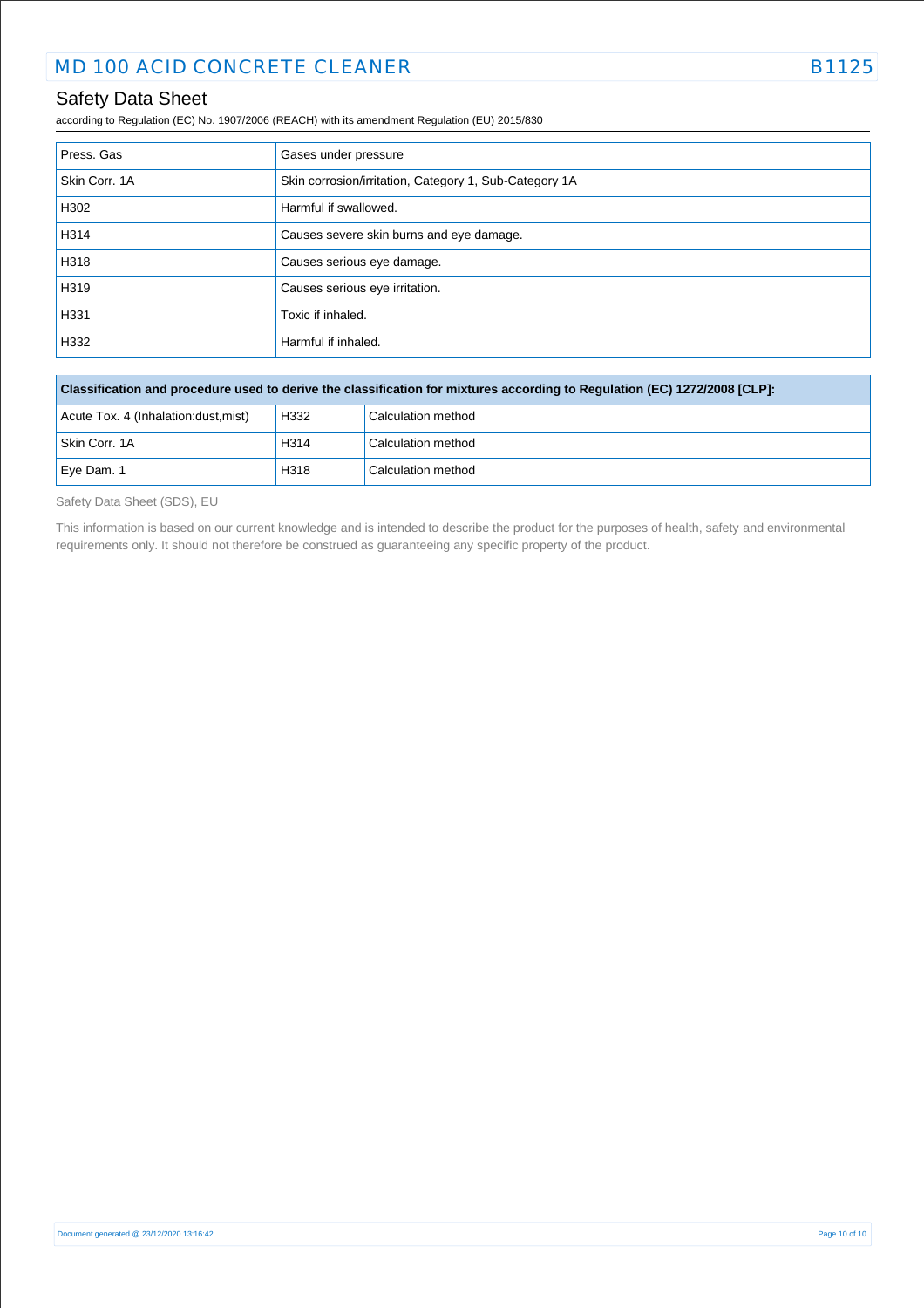| | |
|---|---|
| Press. Gas | Gases under pressure |
| Skin Corr. 1A | Skin corrosion/irritation, Category 1, Sub-Category 1A |
| H302 | Harmful if swallowed. |
| H314 | Causes severe skin burns and eye damage. |
| H318 | Causes serious eye damage. |
| H319 | Causes serious eye irritation. |
| H331 | Toxic if inhaled. |
| H332 | Harmful if inhaled. |

| **Classification and procedure used to derive the classification for mixtures according to Regulation (EC) 1272/2008 [CLP]:** | | |
|---|---|---|
| Acute Tox. 4 (Inhalation:dust,mist) | H332 | Calculation method |
| Skin Corr. 1A | H314 | Calculation method |
| Eye Dam. 1 | H318 | Calculation method |

Safety Data Sheet (SDS), EU

This information is based on our current knowledge and is intended to describe the product for the purposes of health, safety and environmental requirements only. It should not therefore be construed as guaranteeing any specific property of the product.